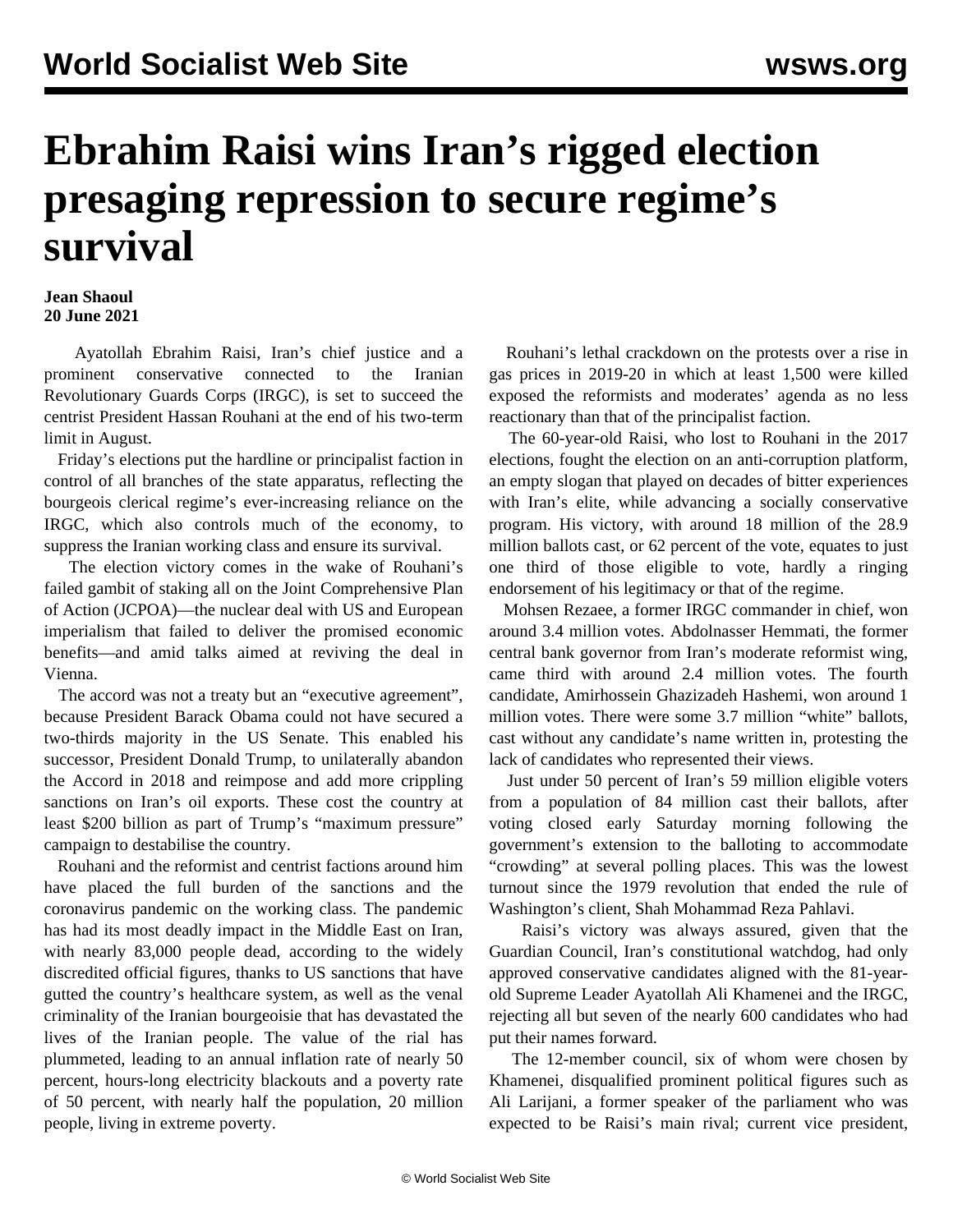# Ebrahim Raisi wins Iran's rigged election presaging repression to secure regime's survival

**Jean Shaoul**
**20 June 2021**

Ayatollah Ebrahim Raisi, Iran's chief justice and a prominent conservative connected to the Iranian Revolutionary Guards Corps (IRGC), is set to succeed the centrist President Hassan Rouhani at the end of his two-term limit in August.

Friday's elections put the hardline or principalist faction in control of all branches of the state apparatus, reflecting the bourgeois clerical regime's ever-increasing reliance on the IRGC, which also controls much of the economy, to suppress the Iranian working class and ensure its survival.

The election victory comes in the wake of Rouhani's failed gambit of staking all on the Joint Comprehensive Plan of Action (JCPOA)—the nuclear deal with US and European imperialism that failed to deliver the promised economic benefits—and amid talks aimed at reviving the deal in Vienna.

The accord was not a treaty but an "executive agreement", because President Barack Obama could not have secured a two-thirds majority in the US Senate. This enabled his successor, President Donald Trump, to unilaterally abandon the Accord in 2018 and reimpose and add more crippling sanctions on Iran's oil exports. These cost the country at least $200 billion as part of Trump's "maximum pressure" campaign to destabilise the country.

Rouhani and the reformist and centrist factions around him have placed the full burden of the sanctions and the coronavirus pandemic on the working class. The pandemic has had its most deadly impact in the Middle East on Iran, with nearly 83,000 people dead, according to the widely discredited official figures, thanks to US sanctions that have gutted the country's healthcare system, as well as the venal criminality of the Iranian bourgeoisie that has devastated the lives of the Iranian people. The value of the rial has plummeted, leading to an annual inflation rate of nearly 50 percent, hours-long electricity blackouts and a poverty rate of 50 percent, with nearly half the population, 20 million people, living in extreme poverty.

Rouhani's lethal crackdown on the protests over a rise in gas prices in 2019-20 in which at least 1,500 were killed exposed the reformists and moderates' agenda as no less reactionary than that of the principalist faction.

The 60-year-old Raisi, who lost to Rouhani in the 2017 elections, fought the election on an anti-corruption platform, an empty slogan that played on decades of bitter experiences with Iran's elite, while advancing a socially conservative program. His victory, with around 18 million of the 28.9 million ballots cast, or 62 percent of the vote, equates to just one third of those eligible to vote, hardly a ringing endorsement of his legitimacy or that of the regime.

Mohsen Rezaee, a former IRGC commander in chief, won around 3.4 million votes. Abdolnasser Hemmati, the former central bank governor from Iran's moderate reformist wing, came third with around 2.4 million votes. The fourth candidate, Amirhossein Ghazizadeh Hashemi, won around 1 million votes. There were some 3.7 million "white" ballots, cast without any candidate's name written in, protesting the lack of candidates who represented their views.

Just under 50 percent of Iran's 59 million eligible voters from a population of 84 million cast their ballots, after voting closed early Saturday morning following the government's extension to the balloting to accommodate "crowding" at several polling places. This was the lowest turnout since the 1979 revolution that ended the rule of Washington's client, Shah Mohammad Reza Pahlavi.

Raisi's victory was always assured, given that the Guardian Council, Iran's constitutional watchdog, had only approved conservative candidates aligned with the 81-year-old Supreme Leader Ayatollah Ali Khamenei and the IRGC, rejecting all but seven of the nearly 600 candidates who had put their names forward.

The 12-member council, six of whom were chosen by Khamenei, disqualified prominent political figures such as Ali Larijani, a former speaker of the parliament who was expected to be Raisi's main rival; current vice president,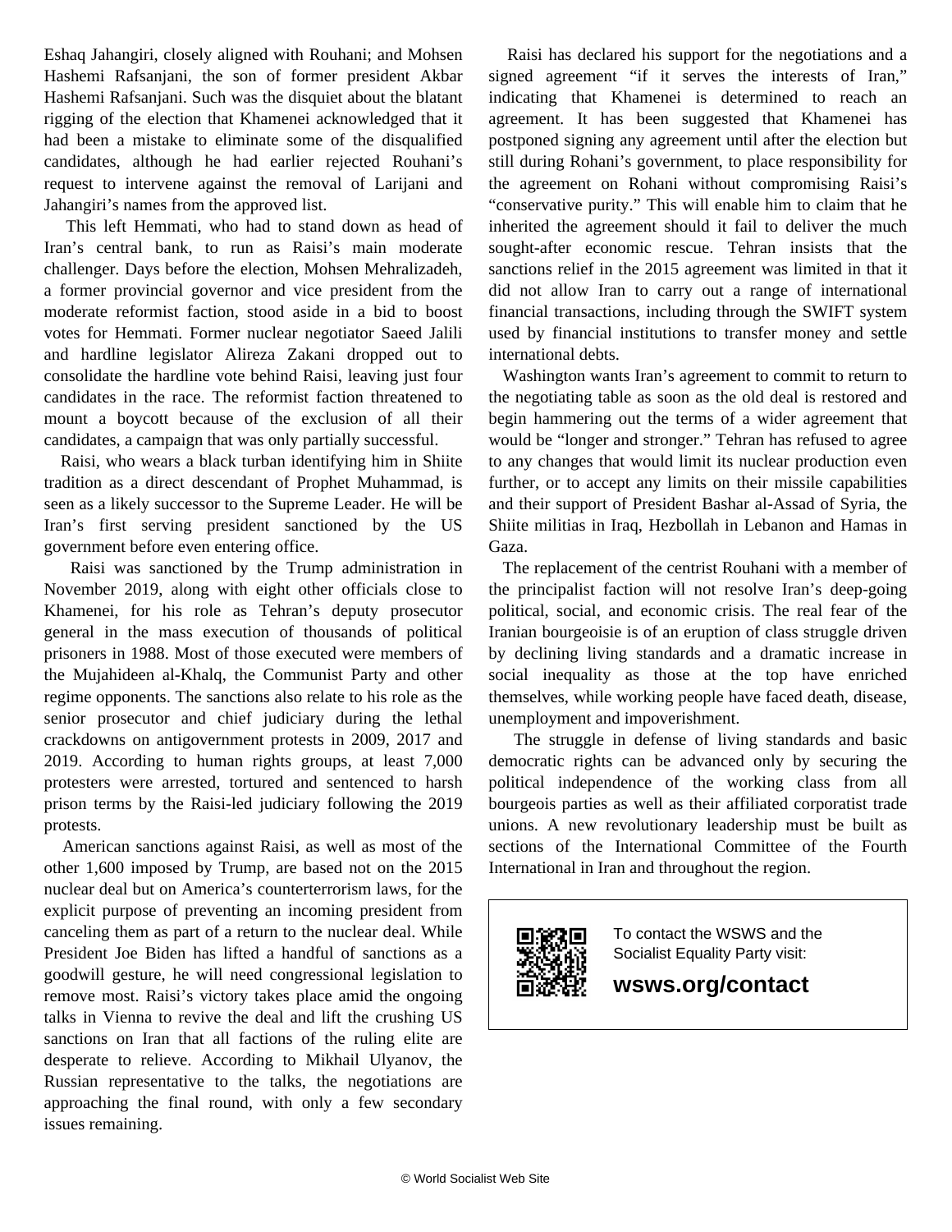Eshaq Jahangiri, closely aligned with Rouhani; and Mohsen Hashemi Rafsanjani, the son of former president Akbar Hashemi Rafsanjani. Such was the disquiet about the blatant rigging of the election that Khamenei acknowledged that it had been a mistake to eliminate some of the disqualified candidates, although he had earlier rejected Rouhani's request to intervene against the removal of Larijani and Jahangiri's names from the approved list.

This left Hemmati, who had to stand down as head of Iran's central bank, to run as Raisi's main moderate challenger. Days before the election, Mohsen Mehralizadeh, a former provincial governor and vice president from the moderate reformist faction, stood aside in a bid to boost votes for Hemmati. Former nuclear negotiator Saeed Jalili and hardline legislator Alireza Zakani dropped out to consolidate the hardline vote behind Raisi, leaving just four candidates in the race. The reformist faction threatened to mount a boycott because of the exclusion of all their candidates, a campaign that was only partially successful.

Raisi, who wears a black turban identifying him in Shiite tradition as a direct descendant of Prophet Muhammad, is seen as a likely successor to the Supreme Leader. He will be Iran's first serving president sanctioned by the US government before even entering office.

Raisi was sanctioned by the Trump administration in November 2019, along with eight other officials close to Khamenei, for his role as Tehran's deputy prosecutor general in the mass execution of thousands of political prisoners in 1988. Most of those executed were members of the Mujahideen al-Khalq, the Communist Party and other regime opponents. The sanctions also relate to his role as the senior prosecutor and chief judiciary during the lethal crackdowns on antigovernment protests in 2009, 2017 and 2019. According to human rights groups, at least 7,000 protesters were arrested, tortured and sentenced to harsh prison terms by the Raisi-led judiciary following the 2019 protests.

American sanctions against Raisi, as well as most of the other 1,600 imposed by Trump, are based not on the 2015 nuclear deal but on America's counterterrorism laws, for the explicit purpose of preventing an incoming president from canceling them as part of a return to the nuclear deal. While President Joe Biden has lifted a handful of sanctions as a goodwill gesture, he will need congressional legislation to remove most. Raisi's victory takes place amid the ongoing talks in Vienna to revive the deal and lift the crushing US sanctions on Iran that all factions of the ruling elite are desperate to relieve. According to Mikhail Ulyanov, the Russian representative to the talks, the negotiations are approaching the final round, with only a few secondary issues remaining.

Raisi has declared his support for the negotiations and a signed agreement "if it serves the interests of Iran," indicating that Khamenei is determined to reach an agreement. It has been suggested that Khamenei has postponed signing any agreement until after the election but still during Rohani's government, to place responsibility for the agreement on Rohani without compromising Raisi's "conservative purity." This will enable him to claim that he inherited the agreement should it fail to deliver the much sought-after economic rescue. Tehran insists that the sanctions relief in the 2015 agreement was limited in that it did not allow Iran to carry out a range of international financial transactions, including through the SWIFT system used by financial institutions to transfer money and settle international debts.

Washington wants Iran's agreement to commit to return to the negotiating table as soon as the old deal is restored and begin hammering out the terms of a wider agreement that would be "longer and stronger." Tehran has refused to agree to any changes that would limit its nuclear production even further, or to accept any limits on their missile capabilities and their support of President Bashar al-Assad of Syria, the Shiite militias in Iraq, Hezbollah in Lebanon and Hamas in Gaza.

The replacement of the centrist Rouhani with a member of the principalist faction will not resolve Iran's deep-going political, social, and economic crisis. The real fear of the Iranian bourgeoisie is of an eruption of class struggle driven by declining living standards and a dramatic increase in social inequality as those at the top have enriched themselves, while working people have faced death, disease, unemployment and impoverishment.

The struggle in defense of living standards and basic democratic rights can be advanced only by securing the political independence of the working class from all bourgeois parties as well as their affiliated corporatist trade unions. A new revolutionary leadership must be built as sections of the International Committee of the Fourth International in Iran and throughout the region.

To contact the WSWS and the Socialist Equality Party visit:

**wsws.org/contact**